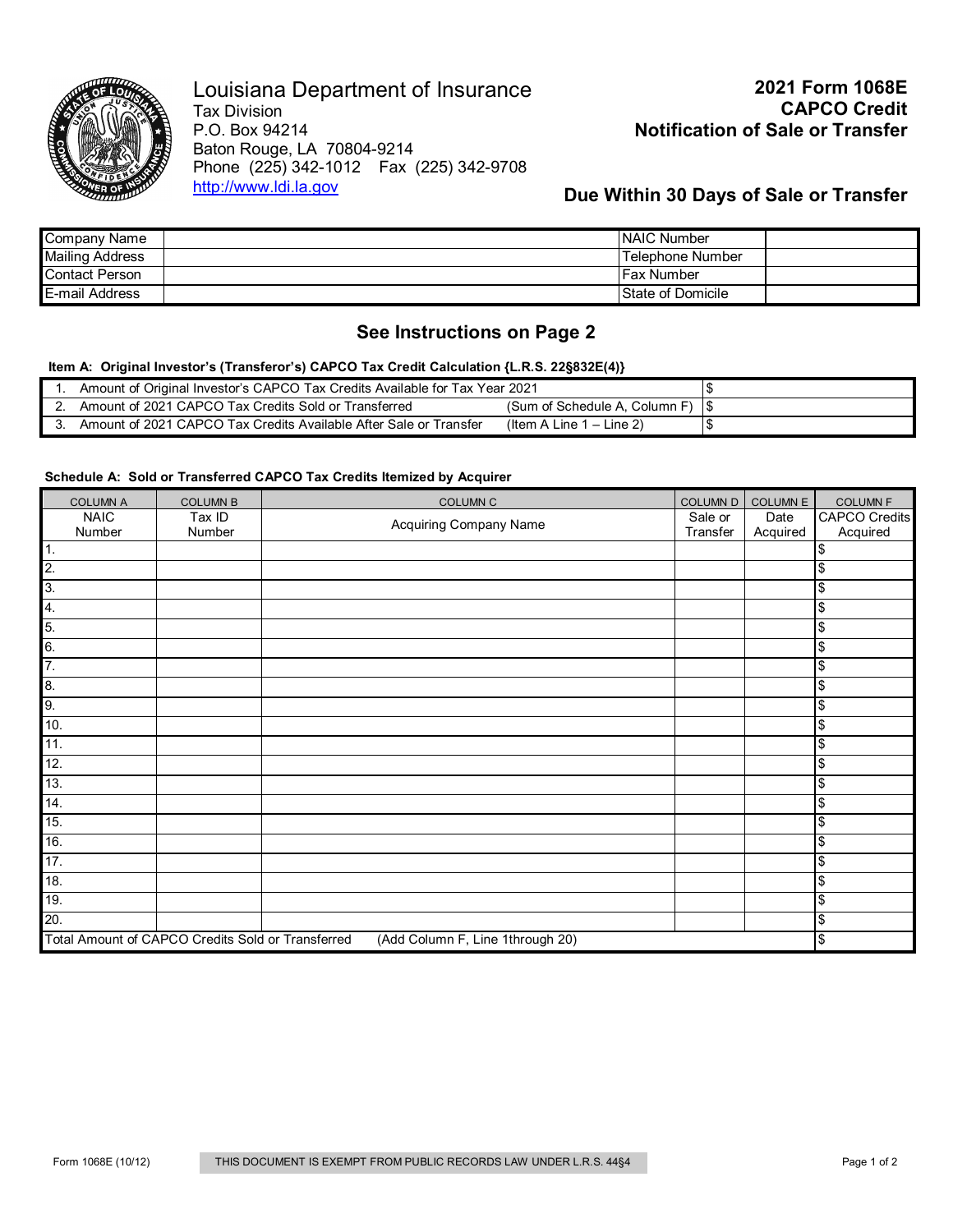Louisiana Department of Insurance
Tax Division
P.O. Box 94214
Baton Rouge, LA 70804-9214
Phone (225) 342-1012 Fax (225) 342-9708
http://www.ldi.la.gov

# 2021 Form 1068E CAPCO Credit Notification of Sale or Transfer

## Due Within 30 Days of Sale or Transfer

| Company Name | | NAIC Number | |
|---|---|---|---|
| Mailing Address | | Telephone Number | |
| Contact Person | | Fax Number | |
| E-mail Address | | State of Domicile | |

### See Instructions on Page 2

**Item A: Original Investor's (Transferor's) CAPCO Tax Credit Calculation {L.R.S. 22§832E(4)}**

| | | | |
|---|---|---|---|
| 1. | Amount of Original Investor's CAPCO Tax Credits Available for Tax Year 2021 | | $ |
| 2. | Amount of 2021 CAPCO Tax Credits Sold or Transferred | (Sum of Schedule A, Column F) | $ |
| 3. | Amount of 2021 CAPCO Tax Credits Available After Sale or Transfer | (Item A Line 1 – Line 2) | $ |

**Schedule A: Sold or Transferred CAPCO Tax Credits Itemized by Acquirer**

| COLUMN A<br>NAIC Number | COLUMN B<br>Tax ID Number | COLUMN C<br>Acquiring Company Name | COLUMN D<br>Sale or Transfer | COLUMN E<br>Date Acquired | COLUMN F<br>CAPCO Credits Acquired |
|---|---|---|---|---|---|
| 1. | | | | | $ |
| 2. | | | | | $ |
| 3. | | | | | $ |
| 4. | | | | | $ |
| 5. | | | | | $ |
| 6. | | | | | $ |
| 7. | | | | | $ |
| 8. | | | | | $ |
| 9. | | | | | $ |
| 10. | | | | | $ |
| 11. | | | | | $ |
| 12. | | | | | $ |
| 13. | | | | | $ |
| 14. | | | | | $ |
| 15. | | | | | $ |
| 16. | | | | | $ |
| 17. | | | | | $ |
| 18. | | | | | $ |
| 19. | | | | | $ |
| 20. | | | | | $ |
| Total Amount of CAPCO Credits Sold or Transferred | | (Add Column F, Line 1through 20) | | | $ |

Form 1068E (10/12)

THIS DOCUMENT IS EXEMPT FROM PUBLIC RECORDS LAW UNDER L.R.S. 44§4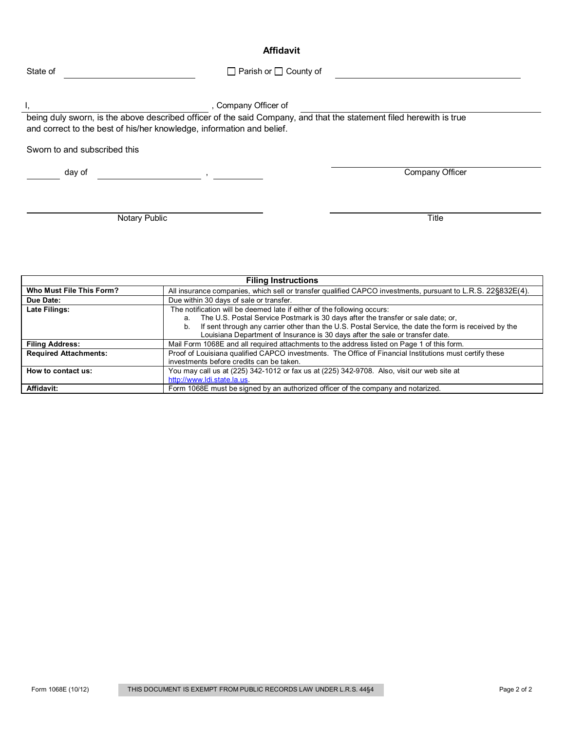# Affidavit

State of ______________________ ☐ Parish or ☐ County of ______________________

I, ______________________, Company Officer of ______________________

being duly sworn, is the above described officer of the said Company, and that the statement filed herewith is true and correct to the best of his/her knowledge, information and belief.

Sworn to and subscribed this

______ day of ______________________, __________

______________________
Company Officer

______________________
Notary Public

______________________
Title

| Filing Instructions | |
|---|---|
| **Who Must File This Form?** | All insurance companies, which sell or transfer qualified CAPCO investments, pursuant to L.R.S. 22§832E(4). |
| **Due Date:** | Due within 30 days of sale or transfer. |
| **Late Filings:** | The notification will be deemed late if either of the following occurs: a. The U.S. Postal Service Postmark is 30 days after the transfer or sale date; or, b. If sent through any carrier other than the U.S. Postal Service, the date the form is received by the Louisiana Department of Insurance is 30 days after the sale or transfer date. |
| **Filing Address:** | Mail Form 1068E and all required attachments to the address listed on Page 1 of this form. |
| **Required Attachments:** | Proof of Louisiana qualified CAPCO investments. The Office of Financial Institutions must certify these investments before credits can be taken. |
| **How to contact us:** | You may call us at (225) 342-1012 or fax us at (225) 342-9708. Also, visit our web site at http://www.ldi.state.la.us. |
| **Affidavit:** | Form 1068E must be signed by an authorized officer of the company and notarized. |

Form 1068E (10/12)

THIS DOCUMENT IS EXEMPT FROM PUBLIC RECORDS LAW UNDER L.R.S. 44§4